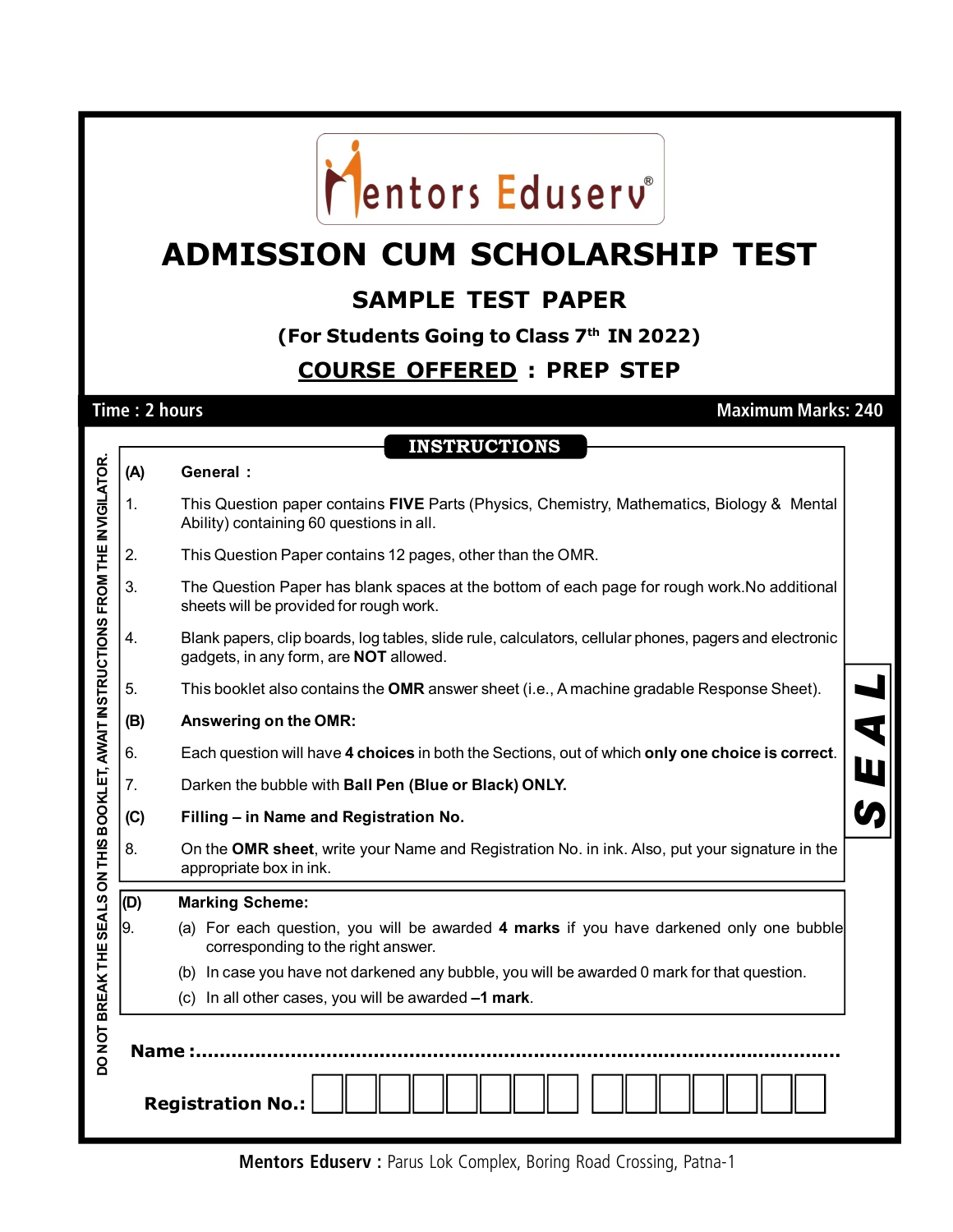Mentors Eduserv®

# ADMISSION CUM SCHOLARSHIP TEST

## SAMPLE TEST PAPER

### (For Students Going to Class 7th IN 2022)

### COURSE OFFERED : PREP STEP

**Time : 2 hours** **Maximum Marks: 240**

DO NOT BREAK THE SEALS ON THIS BOOKLET, AWAIT INSTRUCTIONS FROM THE INVIGILATOR.

**INSTRUCTIONS**

**(A) General :**

1. This Question paper contains **FIVE** Parts (Physics, Chemistry, Mathematics, Biology & Mental Ability) containing 60 questions in all.
2. This Question Paper contains 12 pages, other than the OMR.
3. The Question Paper has blank spaces at the bottom of each page for rough work.No additional sheets will be provided for rough work.
4. Blank papers, clip boards, log tables, slide rule, calculators, cellular phones, pagers and electronic gadgets, in any form, are **NOT** allowed.
5. This booklet also contains the **OMR** answer sheet (i.e., A machine gradable Response Sheet).

**(B) Answering on the OMR:**

6. Each question will have **4 choices** in both the Sections, out of which **only one choice is correct**.
7. Darken the bubble with **Ball Pen (Blue or Black) ONLY.**

**(C) Filling – in Name and Registration No.**

8. On the **OMR sheet**, write your Name and Registration No. in ink. Also, put your signature in the appropriate box in ink.

**(D) Marking Scheme:**

9. (a) For each question, you will be awarded **4 marks** if you have darkened only one bubble corresponding to the right answer.
   (b) In case you have not darkened any bubble, you will be awarded 0 mark for that question.
   (c) In all other cases, you will be awarded **–1 mark**.

SEAL

**Name :**..........................................................................................................

**Registration No.:** | | | | | | | | | | | | | | | |

**Mentors Eduserv :** Parus Lok Complex, Boring Road Crossing, Patna-1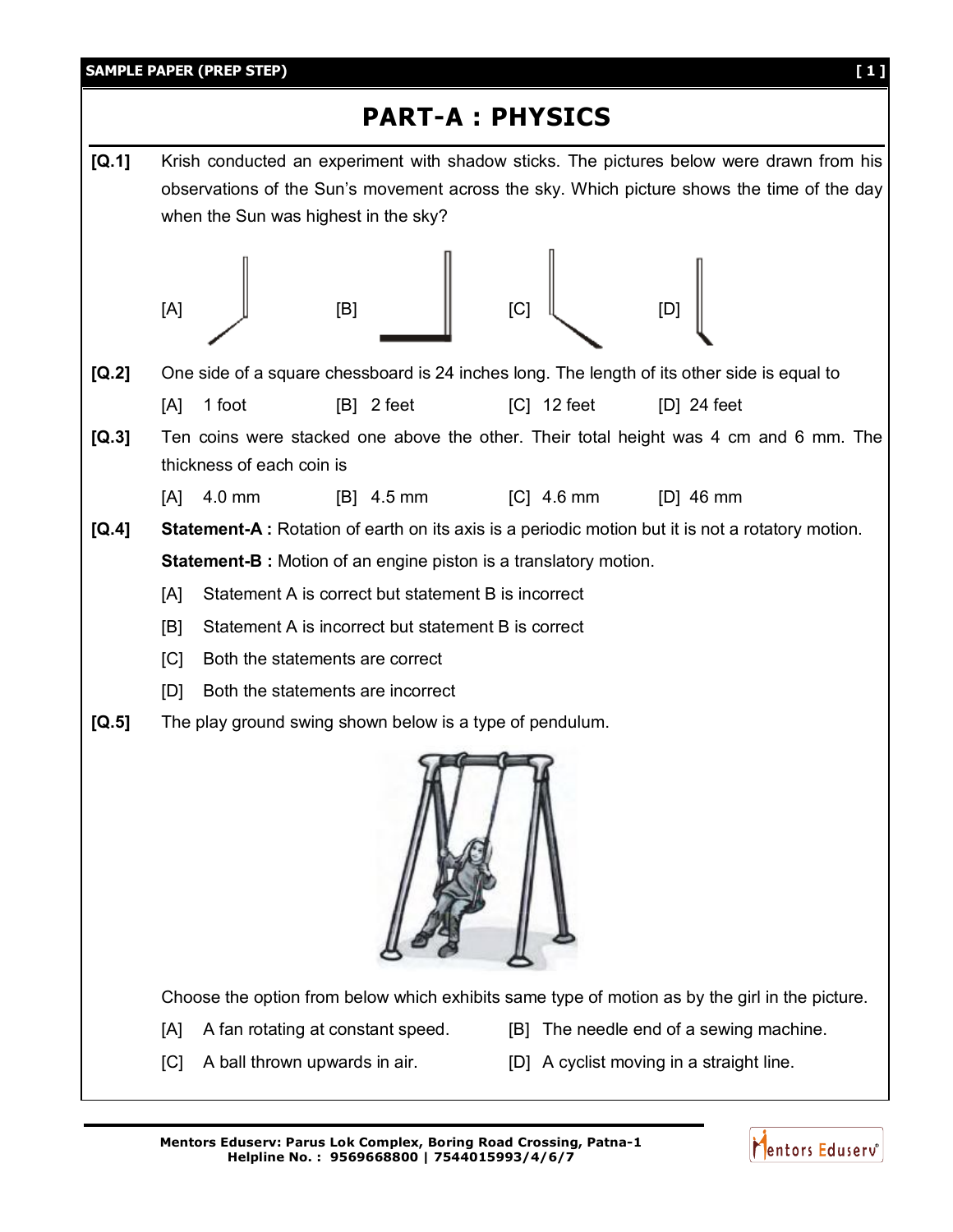# PART-A : PHYSICS

**[Q.1]** Krish conducted an experiment with shadow sticks. The pictures below were drawn from his observations of the Sun's movement across the sky. Which picture shows the time of the day when the Sun was highest in the sky?

[A] [B] [C] [D]

**[Q.2]** One side of a square chessboard is 24 inches long. The length of its other side is equal to

[A] 1 foot [B] 2 feet [C] 12 feet [D] 24 feet

**[Q.3]** Ten coins were stacked one above the other. Their total height was 4 cm and 6 mm. The thickness of each coin is

[A] 4.0 mm [B] 4.5 mm [C] 4.6 mm [D] 46 mm

**[Q.4]** **Statement-A :** Rotation of earth on its axis is a periodic motion but it is not a rotatory motion.

**Statement-B :** Motion of an engine piston is a translatory motion.

[A] Statement A is correct but statement B is incorrect

[B] Statement A is incorrect but statement B is correct

[C] Both the statements are correct

[D] Both the statements are incorrect

**[Q.5]** The play ground swing shown below is a type of pendulum.

Choose the option from below which exhibits same type of motion as by the girl in the picture.

[A] A fan rotating at constant speed. [B] The needle end of a sewing machine.

[C] A ball thrown upwards in air. [D] A cyclist moving in a straight line.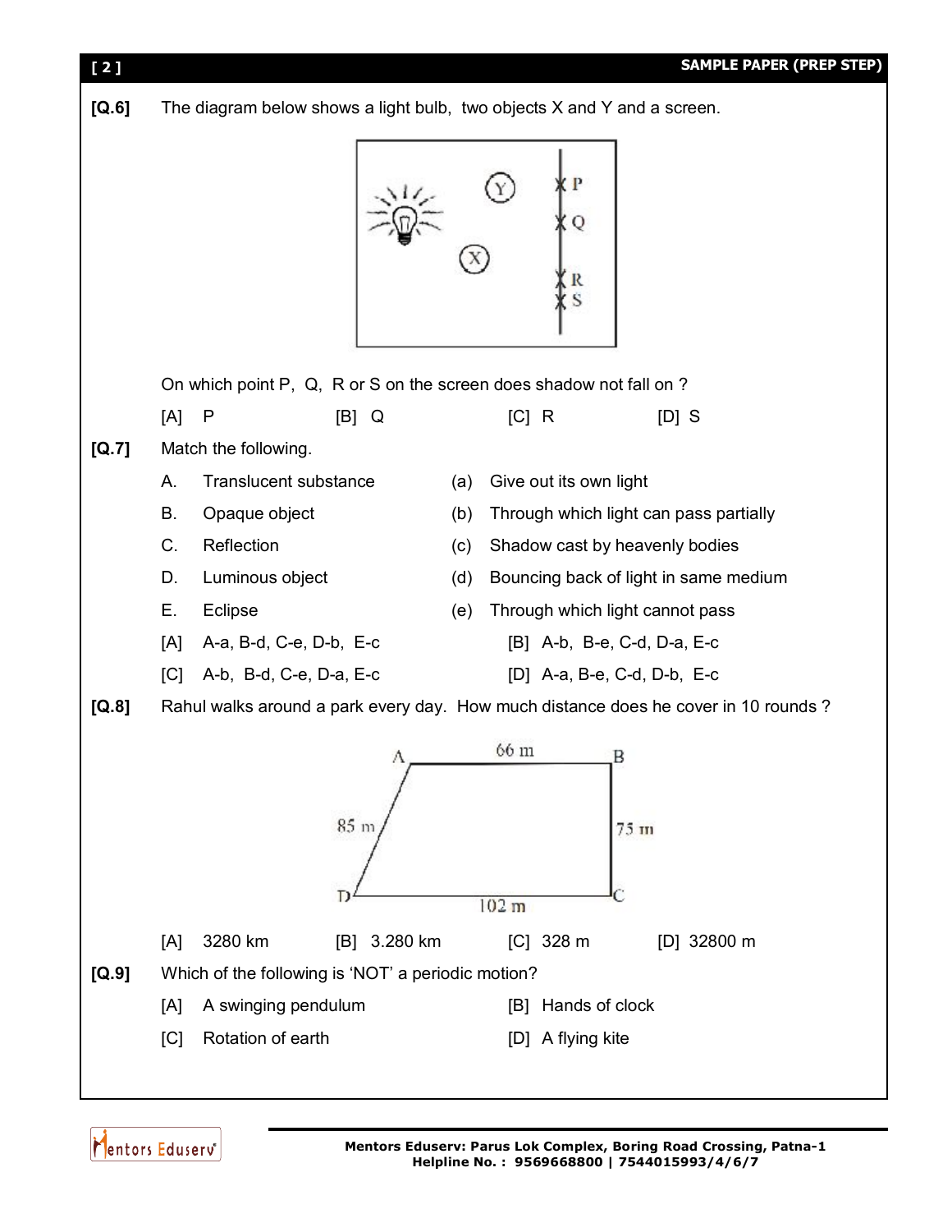**[Q.6]** The diagram below shows a light bulb, two objects X and Y and a screen.

On which point P, Q, R or S on the screen does shadow not fall on ?

[A] P [B] Q [C] R [D] S

**[Q.7]** Match the following.

| | | | |
|---|---|---|---|
| A. | Translucent substance | (a) | Give out its own light |
| B. | Opaque object | (b) | Through which light can pass partially |
| C. | Reflection | (c) | Shadow cast by heavenly bodies |
| D. | Luminous object | (d) | Bouncing back of light in same medium |
| E. | Eclipse | (e) | Through which light cannot pass |

[A] A-a, B-d, C-e, D-b, E-c
[B] A-b, B-e, C-d, D-a, E-c
[C] A-b, B-d, C-e, D-a, E-c
[D] A-a, B-e, C-d, D-b, E-c

**[Q.8]** Rahul walks around a park every day. How much distance does he cover in 10 rounds ?

(Figure: quadrilateral ABCD with AB = 66 m, BC = 75 m, DC = 102 m, AD = 85 m)

[A] 3280 km [B] 3.280 km [C] 328 m [D] 32800 m

**[Q.9]** Which of the following is 'NOT' a periodic motion?

[A] A swinging pendulum
[B] Hands of clock
[C] Rotation of earth
[D] A flying kite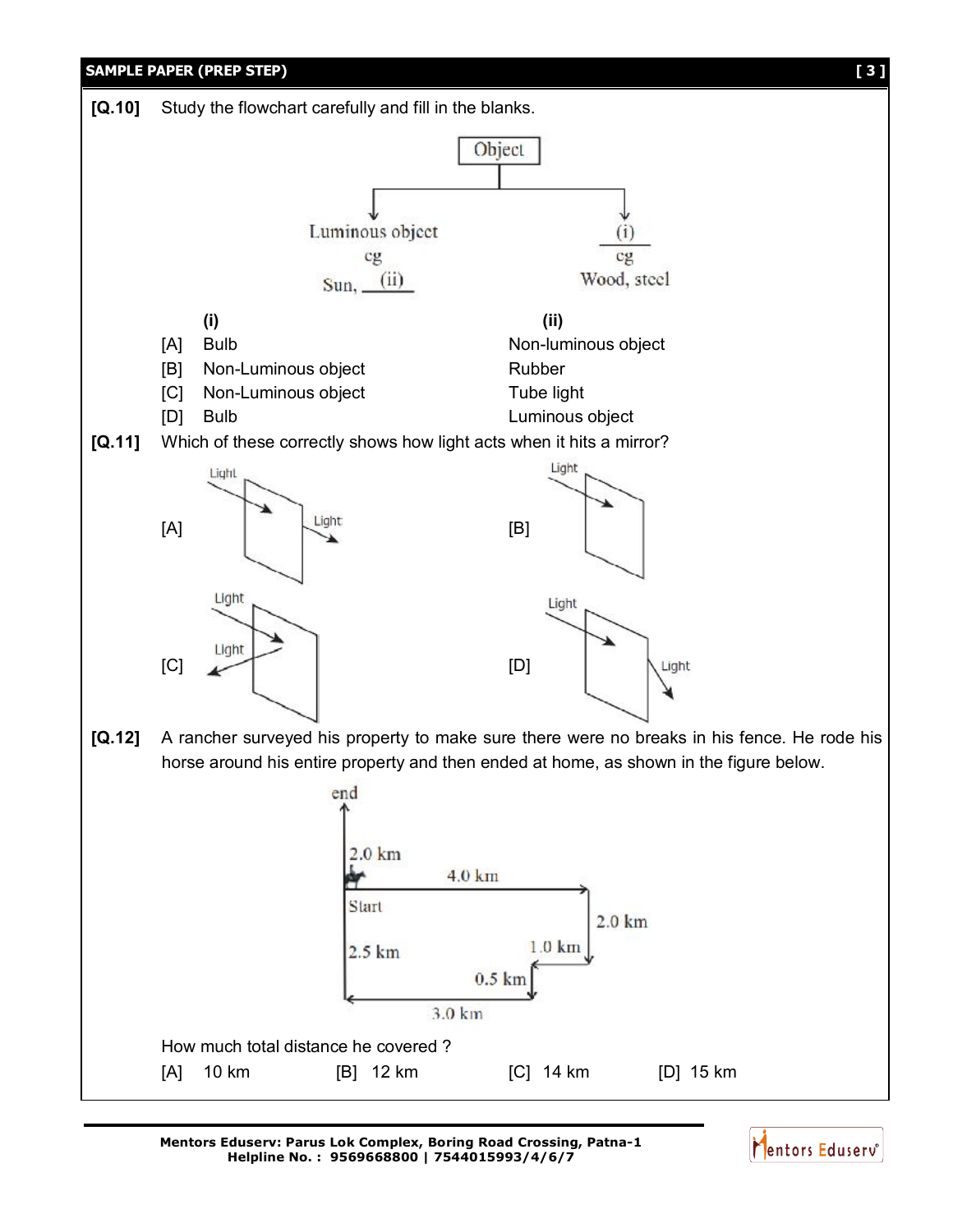**[Q.10]** Study the flowchart carefully and fill in the blanks.

Object → Luminous object (eg Sun, (ii)) ; (i) (eg Wood, steel)

| | (i) | (ii) |
|---|---|---|
| [A] | Bulb | Non-luminous object |
| [B] | Non-Luminous object | Rubber |
| [C] | Non-Luminous object | Tube light |
| [D] | Bulb | Luminous object |

**[Q.11]** Which of these correctly shows how light acts when it hits a mirror?

[A] 

[B] 

[C] 

[D] 

**[Q.12]** A rancher surveyed his property to make sure there were no breaks in his fence. He rode his horse around his entire property and then ended at home, as shown in the figure below.

How much total distance he covered ?

[A] 10 km [B] 12 km [C] 14 km [D] 15 km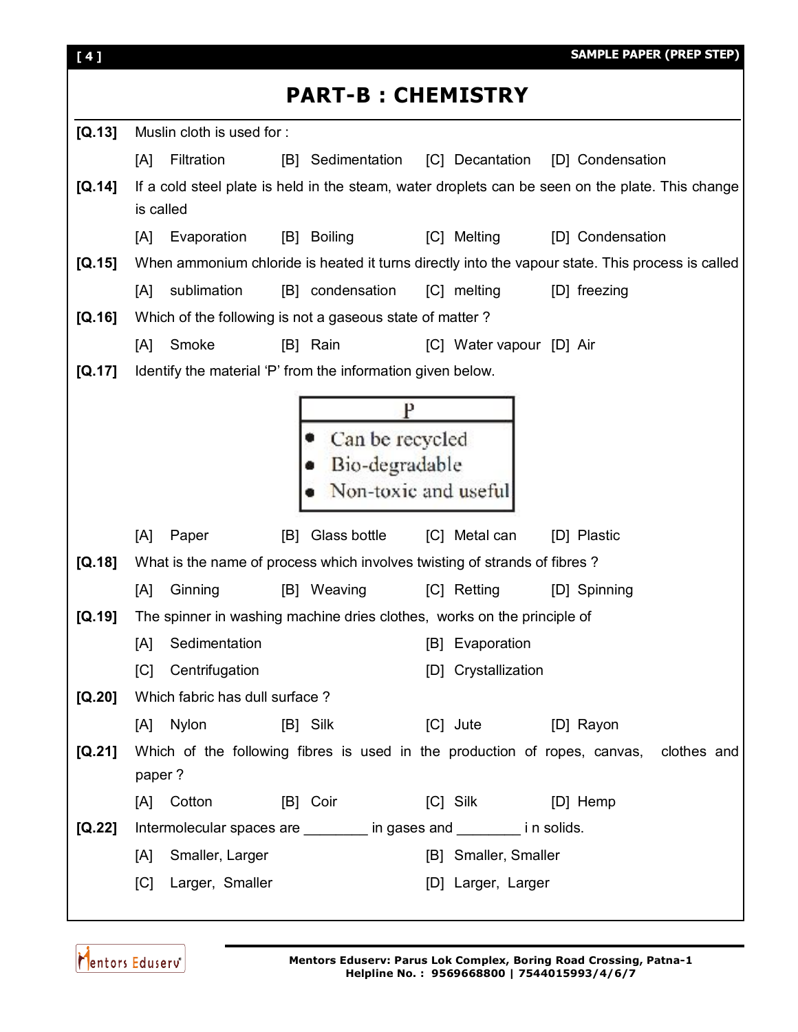# PART-B : CHEMISTRY

**[Q.13]** Muslin cloth is used for :

[A] Filtration [B] Sedimentation [C] Decantation [D] Condensation

**[Q.14]** If a cold steel plate is held in the steam, water droplets can be seen on the plate. This change is called

[A] Evaporation [B] Boiling [C] Melting [D] Condensation

**[Q.15]** When ammonium chloride is heated it turns directly into the vapour state. This process is called

[A] sublimation [B] condensation [C] melting [D] freezing

**[Q.16]** Which of the following is not a gaseous state of matter ?

[A] Smoke [B] Rain [C] Water vapour [D] Air

**[Q.17]** Identify the material 'P' from the information given below.

| P |
|---|
| • Can be recycled<br>• Bio-degradable<br>• Non-toxic and useful |

[A] Paper [B] Glass bottle [C] Metal can [D] Plastic

**[Q.18]** What is the name of process which involves twisting of strands of fibres ?

[A] Ginning [B] Weaving [C] Retting [D] Spinning

**[Q.19]** The spinner in washing machine dries clothes, works on the principle of

[A] Sedimentation [B] Evaporation

[C] Centrifugation [D] Crystallization

**[Q.20]** Which fabric has dull surface ?

[A] Nylon [B] Silk [C] Jute [D] Rayon

**[Q.21]** Which of the following fibres is used in the production of ropes, canvas, clothes and paper ?

[A] Cotton [B] Coir [C] Silk [D] Hemp

**[Q.22]** Intermolecular spaces are ________ in gases and ________ i n solids.

[A] Smaller, Larger [B] Smaller, Smaller

[C] Larger, Smaller [D] Larger, Larger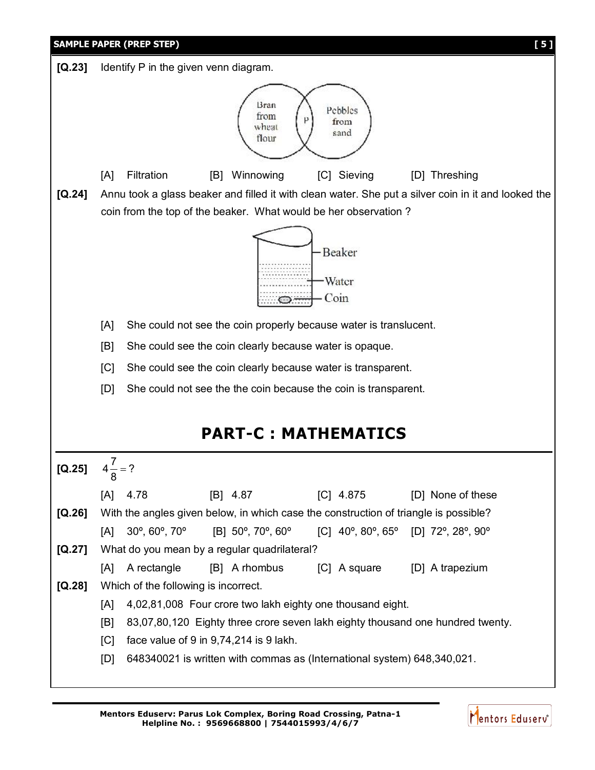**[Q.23]** Identify P in the given venn diagram.

[A] Filtration [B] Winnowing [C] Sieving [D] Threshing

**[Q.24]** Annu took a glass beaker and filled it with clean water. She put a silver coin in it and looked the coin from the top of the beaker. What would be her observation ?

[A] She could not see the coin properly because water is translucent.

[B] She could see the coin clearly because water is opaque.

[C] She could see the coin clearly because water is transparent.

[D] She could not see the the coin because the coin is transparent.

# PART-C : MATHEMATICS

**[Q.25]** $4\frac{7}{8} = ?$

[A] 4.78 [B] 4.87 [C] 4.875 [D] None of these

**[Q.26]** With the angles given below, in which case the construction of triangle is possible?

[A] 30º, 60º, 70º [B] 50º, 70º, 60º [C] 40º, 80º, 65º [D] 72º, 28º, 90º

**[Q.27]** What do you mean by a regular quadrilateral?

[A] A rectangle [B] A rhombus [C] A square [D] A trapezium

**[Q.28]** Which of the following is incorrect.

[A] 4,02,81,008 Four crore two lakh eighty one thousand eight.

[B] 83,07,80,120 Eighty three crore seven lakh eighty thousand one hundred twenty.

[C] face value of 9 in 9,74,214 is 9 lakh.

[D] 648340021 is written with commas as (International system) 648,340,021.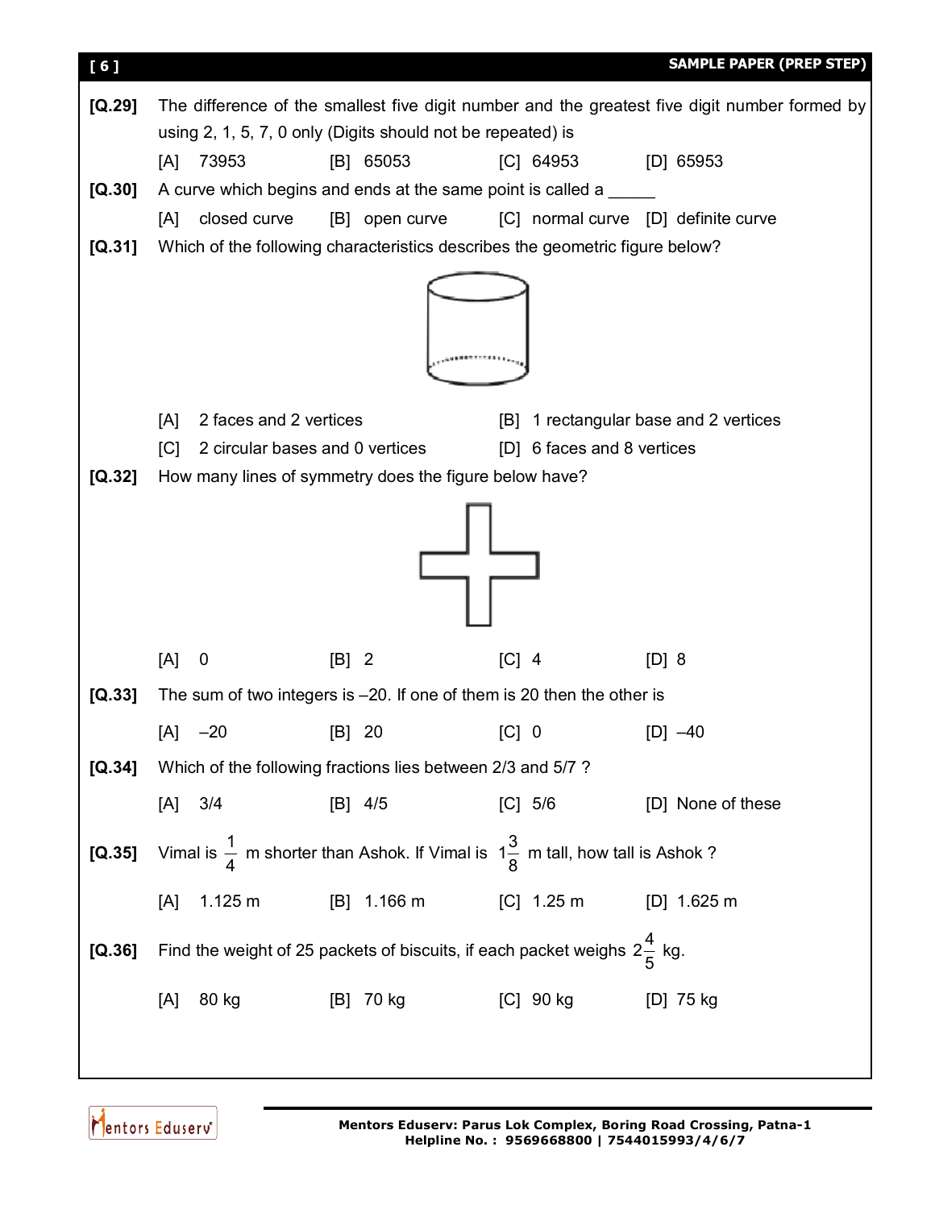**[Q.29]** The difference of the smallest five digit number and the greatest five digit number formed by using 2, 1, 5, 7, 0 only (Digits should not be repeated) is

[A] 73953 [B] 65053 [C] 64953 [D] 65953

**[Q.30]** A curve which begins and ends at the same point is called a _____

[A] closed curve [B] open curve [C] normal curve [D] definite curve

**[Q.31]** Which of the following characteristics describes the geometric figure below?

[A] 2 faces and 2 vertices [B] 1 rectangular base and 2 vertices

[C] 2 circular bases and 0 vertices [D] 6 faces and 8 vertices

**[Q.32]** How many lines of symmetry does the figure below have?

[A] 0 [B] 2 [C] 4 [D] 8

**[Q.33]** The sum of two integers is –20. If one of them is 20 then the other is

[A] –20 [B] 20 [C] 0 [D] –40

**[Q.34]** Which of the following fractions lies between 2/3 and 5/7 ?

[A] 3/4 [B] 4/5 [C] 5/6 [D] None of these

**[Q.35]** Vimal is $\frac{1}{4}$ m shorter than Ashok. If Vimal is $1\frac{3}{8}$ m tall, how tall is Ashok ?

[A] 1.125 m [B] 1.166 m [C] 1.25 m [D] 1.625 m

**[Q.36]** Find the weight of 25 packets of biscuits, if each packet weighs $2\frac{4}{5}$ kg.

[A] 80 kg [B] 70 kg [C] 90 kg [D] 75 kg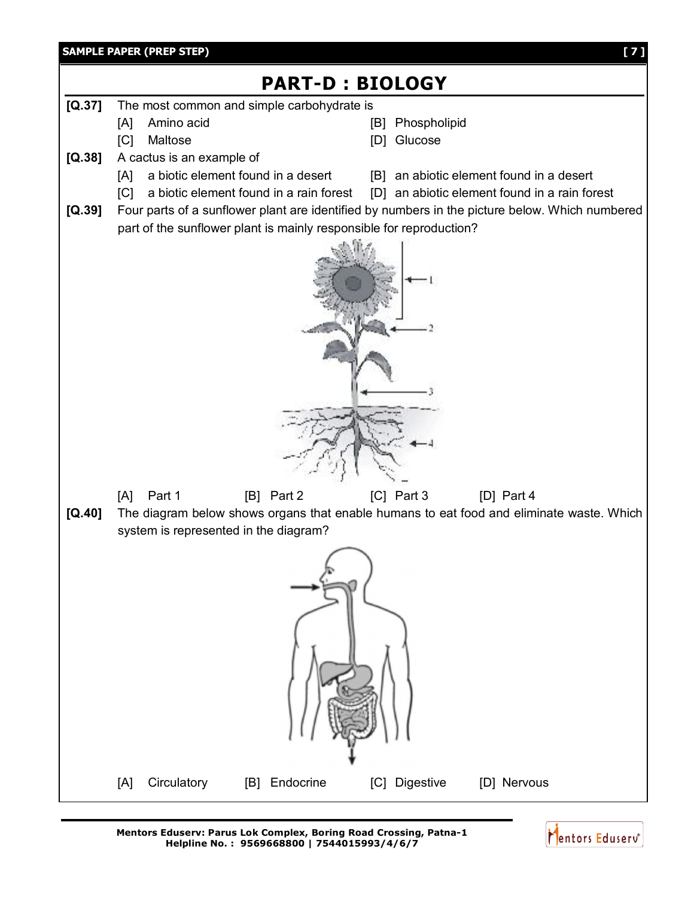# PART-D : BIOLOGY

**[Q.37]** The most common and simple carbohydrate is

[A] Amino acid
[B] Phospholipid
[C] Maltose
[D] Glucose

**[Q.38]** A cactus is an example of

[A] a biotic element found in a desert
[B] an abiotic element found in a desert
[C] a biotic element found in a rain forest
[D] an abiotic element found in a rain forest

**[Q.39]** Four parts of a sunflower plant are identified by numbers in the picture below. Which numbered part of the sunflower plant is mainly responsible for reproduction?

[A] Part 1
[B] Part 2
[C] Part 3
[D] Part 4

**[Q.40]** The diagram below shows organs that enable humans to eat food and eliminate waste. Which system is represented in the diagram?

[A] Circulatory
[B] Endocrine
[C] Digestive
[D] Nervous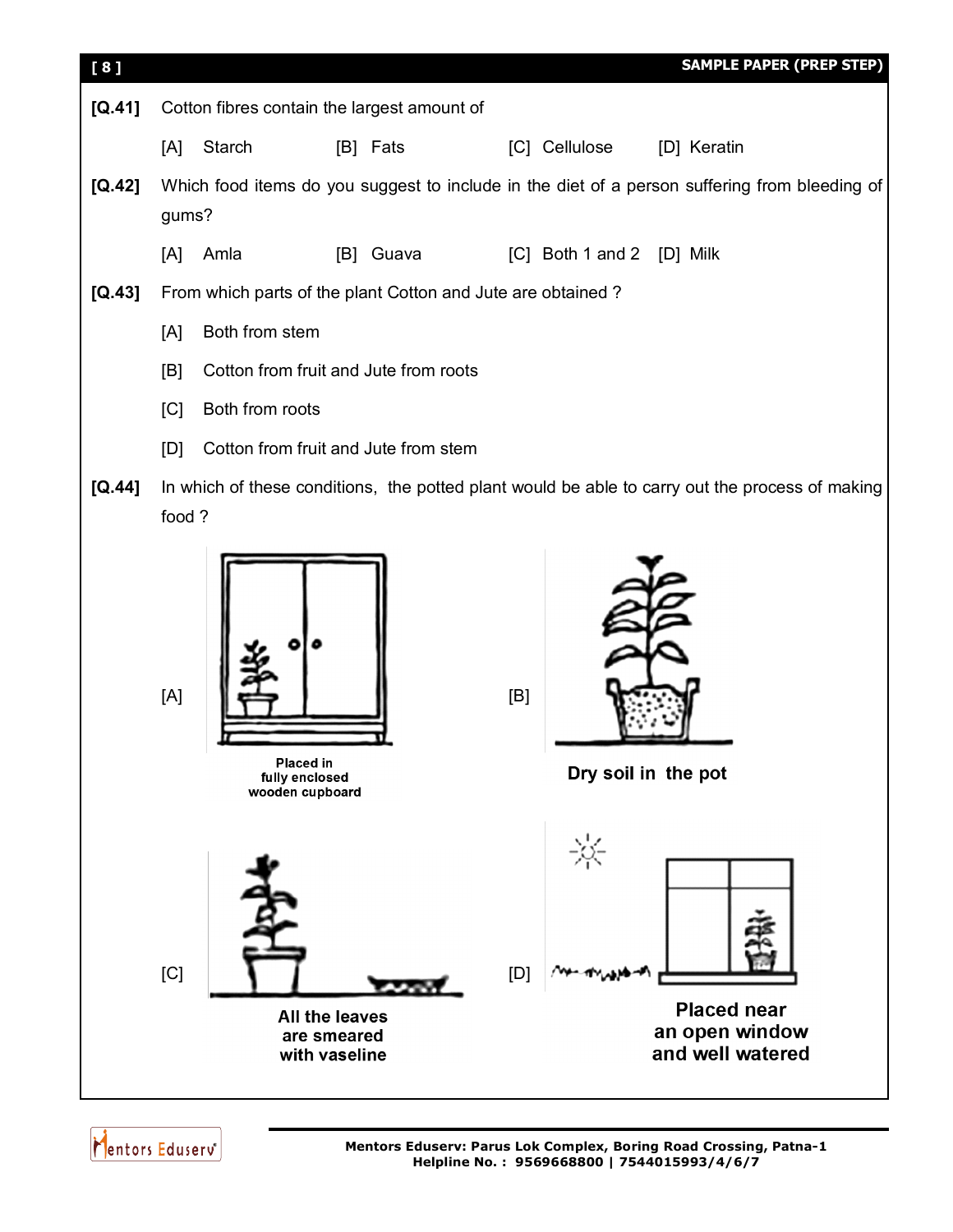**[Q.41]** Cotton fibres contain the largest amount of

[A] Starch [B] Fats [C] Cellulose [D] Keratin

**[Q.42]** Which food items do you suggest to include in the diet of a person suffering from bleeding of gums?

[A] Amla [B] Guava [C] Both 1 and 2 [D] Milk

**[Q.43]** From which parts of the plant Cotton and Jute are obtained ?

[A] Both from stem

[B] Cotton from fruit and Jute from roots

[C] Both from roots

[D] Cotton from fruit and Jute from stem

**[Q.44]** In which of these conditions, the potted plant would be able to carry out the process of making food ?

[A] Placed in fully enclosed wooden cupboard

[B] Dry soil in the pot

[C] All the leaves are smeared with vaseline

[D] Placed near an open window and well watered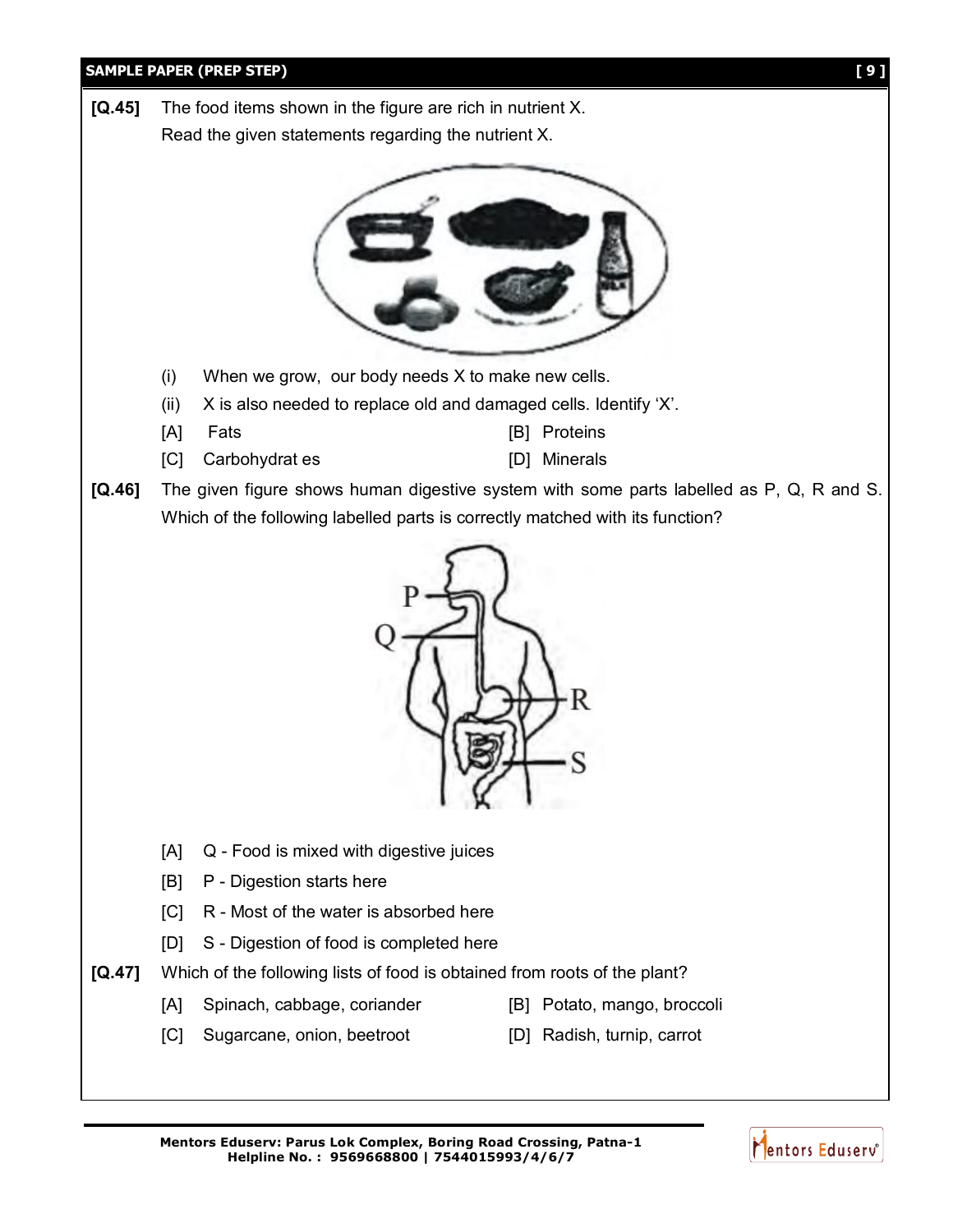**[Q.45]** The food items shown in the figure are rich in nutrient X.
Read the given statements regarding the nutrient X.

(i) When we grow, our body needs X to make new cells.

(ii) X is also needed to replace old and damaged cells. Identify 'X'.

[A] Fats
[B] Proteins
[C] Carbohydrat es
[D] Minerals

**[Q.46]** The given figure shows human digestive system with some parts labelled as P, Q, R and S. Which of the following labelled parts is correctly matched with its function?

[A] Q - Food is mixed with digestive juices
[B] P - Digestion starts here
[C] R - Most of the water is absorbed here
[D] S - Digestion of food is completed here

**[Q.47]** Which of the following lists of food is obtained from roots of the plant?

[A] Spinach, cabbage, coriander
[B] Potato, mango, broccoli
[C] Sugarcane, onion, beetroot
[D] Radish, turnip, carrot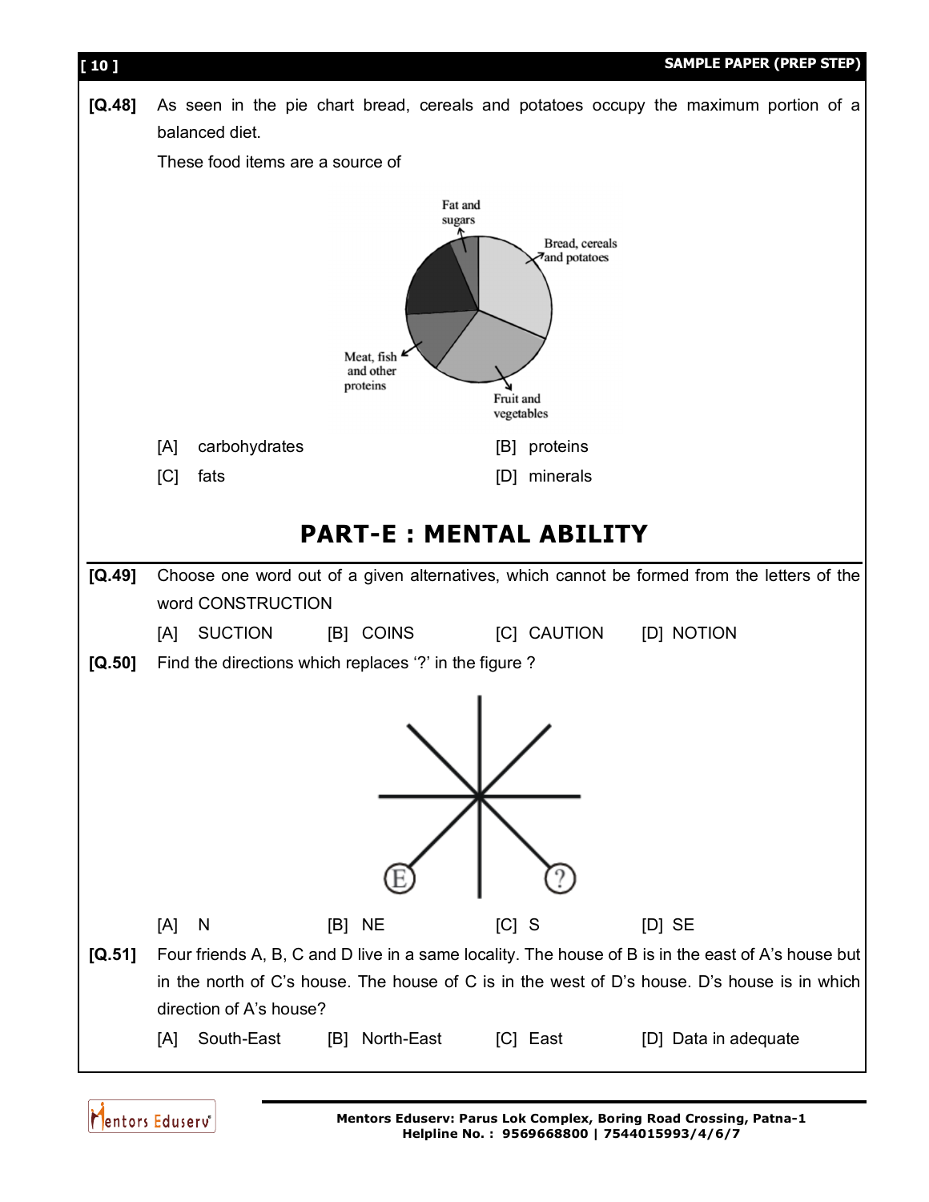**[Q.48]** As seen in the pie chart bread, cereals and potatoes occupy the maximum portion of a balanced diet.

These food items are a source of

[A] carbohydrates [B] proteins

[C] fats [D] minerals

## PART-E : MENTAL ABILITY

**[Q.49]** Choose one word out of a given alternatives, which cannot be formed from the letters of the word CONSTRUCTION

[A] SUCTION [B] COINS [C] CAUTION [D] NOTION

**[Q.50]** Find the directions which replaces '?' in the figure ?

[A] N [B] NE [C] S [D] SE

**[Q.51]** Four friends A, B, C and D live in a same locality. The house of B is in the east of A's house but in the north of C's house. The house of C is in the west of D's house. D's house is in which direction of A's house?

[A] South-East [B] North-East [C] East [D] Data in adequate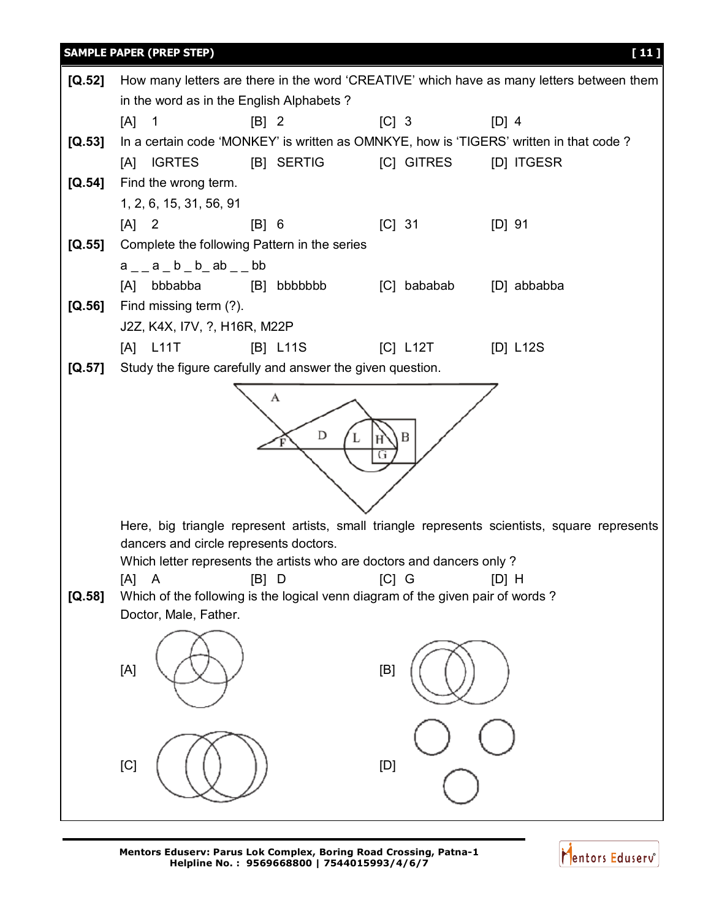**[Q.52]** How many letters are there in the word 'CREATIVE' which have as many letters between them in the word as in the English Alphabets ?

[A] 1 [B] 2 [C] 3 [D] 4

**[Q.53]** In a certain code 'MONKEY' is written as OMNKYE, how is 'TIGERS' written in that code ?

[A] IGRTES [B] SERTIG [C] GITRES [D] ITGESR

**[Q.54]** Find the wrong term.

1, 2, 6, 15, 31, 56, 91

[A] 2 [B] 6 [C] 31 [D] 91

**[Q.55]** Complete the following Pattern in the series

a _ _ a _ b _ b_ ab _ _ bb

[A] bbbabba [B] bbbbbbb [C] bababab [D] abbabba

**[Q.56]** Find missing term (?).

J2Z, K4X, I7V, ?, H16R, M22P

[A] L11T [B] L11S [C] L12T [D] L12S

**[Q.57]** Study the figure carefully and answer the given question.

Here, big triangle represent artists, small triangle represents scientists, square represents dancers and circle represents doctors.

Which letter represents the artists who are doctors and dancers only ?

[A] A [B] D [C] G [D] H

**[Q.58]** Which of the following is the logical venn diagram of the given pair of words ?

Doctor, Male, Father.

[A] [B]

[C] [D]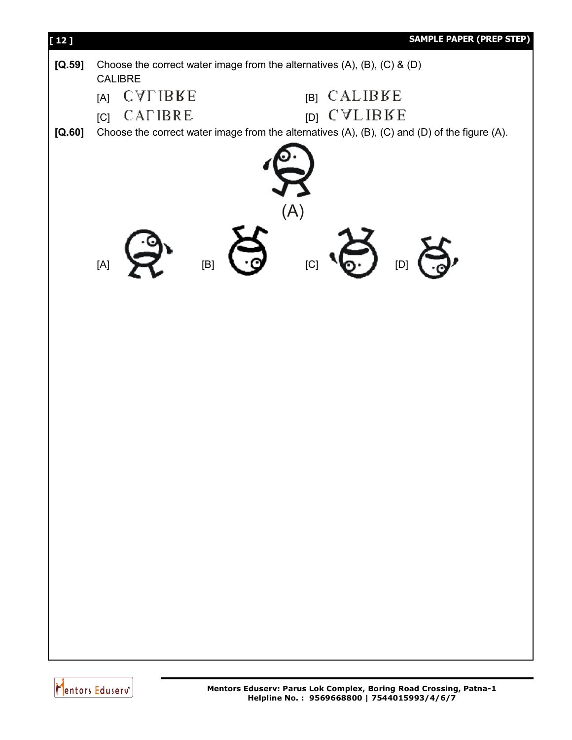**[Q.59]** Choose the correct water image from the alternatives (A), (B), (C) & (D)

CALIBRE

[A] CVΓIBBE&emsp;&emsp;[B] CALIBBE

[C] CAΓIBRE&emsp;&emsp;[D] CVLIBBE

**[Q.60]** Choose the correct water image from the alternatives (A), (B), (C) and (D) of the figure (A).

(A)

[A]&emsp;[B]&emsp;[C]&emsp;[D]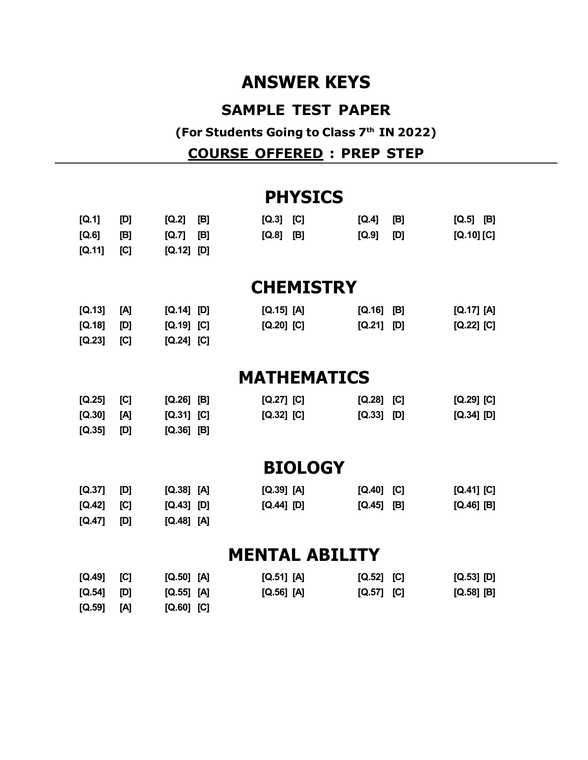# ANSWER KEYS

## SAMPLE TEST PAPER

**(For Students Going to Class 7th IN 2022)**

**COURSE OFFERED : PREP STEP**

## PHYSICS

| | | | | |
|---|---|---|---|---|
| [Q.1] [D] | [Q.2] [B] | [Q.3] [C] | [Q.4] [B] | [Q.5] [B] |
| [Q.6] [B] | [Q.7] [B] | [Q.8] [B] | [Q.9] [D] | [Q.10] [C] |
| [Q.11] [C] | [Q.12] [D] | | | |

## CHEMISTRY

| | | | | |
|---|---|---|---|---|
| [Q.13] [A] | [Q.14] [D] | [Q.15] [A] | [Q.16] [B] | [Q.17] [A] |
| [Q.18] [D] | [Q.19] [C] | [Q.20] [C] | [Q.21] [D] | [Q.22] [C] |
| [Q.23] [C] | [Q.24] [C] | | | |

## MATHEMATICS

| | | | | |
|---|---|---|---|---|
| [Q.25] [C] | [Q.26] [B] | [Q.27] [C] | [Q.28] [C] | [Q.29] [C] |
| [Q.30] [A] | [Q.31] [C] | [Q.32] [C] | [Q.33] [D] | [Q.34] [D] |
| [Q.35] [D] | [Q.36] [B] | | | |

## BIOLOGY

| | | | | |
|---|---|---|---|---|
| [Q.37] [D] | [Q.38] [A] | [Q.39] [A] | [Q.40] [C] | [Q.41] [C] |
| [Q.42] [C] | [Q.43] [D] | [Q.44] [D] | [Q.45] [B] | [Q.46] [B] |
| [Q.47] [D] | [Q.48] [A] | | | |

## MENTAL ABILITY

| | | | | |
|---|---|---|---|---|
| [Q.49] [C] | [Q.50] [A] | [Q.51] [A] | [Q.52] [C] | [Q.53] [D] |
| [Q.54] [D] | [Q.55] [A] | [Q.56] [A] | [Q.57] [C] | [Q.58] [B] |
| [Q.59] [A] | [Q.60] [C] | | | |